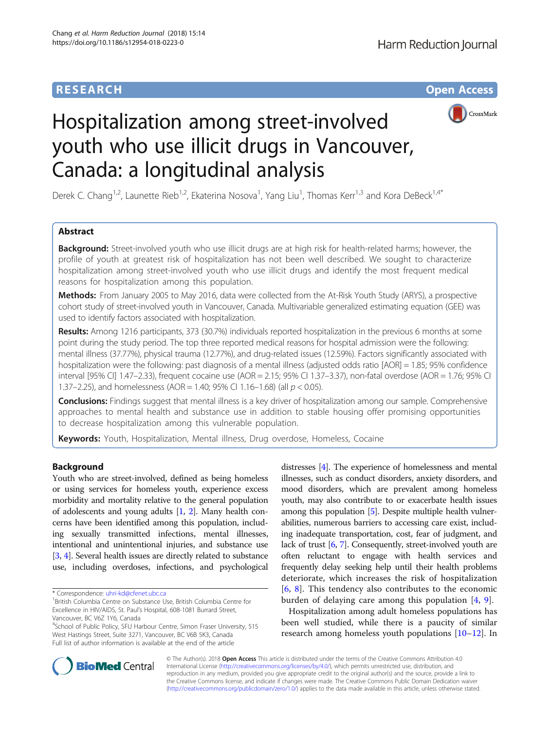RESEARCH Open Access

# Hospitalization among street-involved youth who use illicit drugs in Vancouver, Canada: a longitudinal analysis

Derek C. Chang[1,2], Launette Rieb[1,2], Ekaterina Nosova[1], Yang Liu[1], Thomas Kerr[1,3] and Kora DeBeck[1,4*]

## Abstract

**Background:** Street-involved youth who use illicit drugs are at high risk for health-related harms; however, the profile of youth at greatest risk of hospitalization has not been well described. We sought to characterize hospitalization among street-involved youth who use illicit drugs and identify the most frequent medical reasons for hospitalization among this population.

**Methods:** From January 2005 to May 2016, data were collected from the At-Risk Youth Study (ARYS), a prospective cohort study of street-involved youth in Vancouver, Canada. Multivariable generalized estimating equation (GEE) was used to identify factors associated with hospitalization.

**Results:** Among 1216 participants, 373 (30.7%) individuals reported hospitalization in the previous 6 months at some point during the study period. The top three reported medical reasons for hospital admission were the following: mental illness (37.77%), physical trauma (12.77%), and drug-related issues (12.59%). Factors significantly associated with hospitalization were the following: past diagnosis of a mental illness (adjusted odds ratio [AOR] = 1.85; 95% confidence interval [95% CI] 1.47–2.33), frequent cocaine use (AOR = 2.15; 95% CI 1.37–3.37), non-fatal overdose (AOR = 1.76; 95% CI 1.37–2.25), and homelessness (AOR = 1.40; 95% CI 1.16–1.68) (all $p < 0.05$).

**Conclusions:** Findings suggest that mental illness is a key driver of hospitalization among our sample. Comprehensive approaches to mental health and substance use in addition to stable housing offer promising opportunities to decrease hospitalization among this vulnerable population.

**Keywords:** Youth, Hospitalization, Mental illness, Drug overdose, Homeless, Cocaine

## Background

Youth who are street-involved, defined as being homeless or using services for homeless youth, experience excess morbidity and mortality relative to the general population of adolescents and young adults [1, 2]. Many health concerns have been identified among this population, including sexually transmitted infections, mental illnesses, intentional and unintentional injuries, and substance use [3, 4]. Several health issues are directly related to substance use, including overdoses, infections, and psychological distresses [4]. The experience of homelessness and mental illnesses, such as conduct disorders, anxiety disorders, and mood disorders, which are prevalent among homeless youth, may also contribute to or exacerbate health issues among this population [5]. Despite multiple health vulnerabilities, numerous barriers to accessing care exist, including inadequate transportation, cost, fear of judgment, and lack of trust [6, 7]. Consequently, street-involved youth are often reluctant to engage with health services and frequently delay seeking help until their health problems deteriorate, which increases the risk of hospitalization [6, 8]. This tendency also contributes to the economic burden of delaying care among this population [4, 9].

Hospitalization among adult homeless populations has been well studied, while there is a paucity of similar research among homeless youth populations [10–12]. In

* Correspondence: uhri-kd@cfenet.ubc.ca
[1]British Columbia Centre on Substance Use, British Columbia Centre for Excellence in HIV/AIDS, St. Paul's Hospital, 608-1081 Burrard Street, Vancouver, BC V6Z 1Y6, Canada
[4]School of Public Policy, SFU Harbour Centre, Simon Fraser University, 515 West Hastings Street, Suite 3271, Vancouver, BC V6B 5K3, Canada
Full list of author information is available at the end of the article

© The Author(s). 2018 **Open Access** This article is distributed under the terms of the Creative Commons Attribution 4.0 International License (http://creativecommons.org/licenses/by/4.0/), which permits unrestricted use, distribution, and reproduction in any medium, provided you give appropriate credit to the original author(s) and the source, provide a link to the Creative Commons license, and indicate if changes were made. The Creative Commons Public Domain Dedication waiver (http://creativecommons.org/publicdomain/zero/1.0/) applies to the data made available in this article, unless otherwise stated.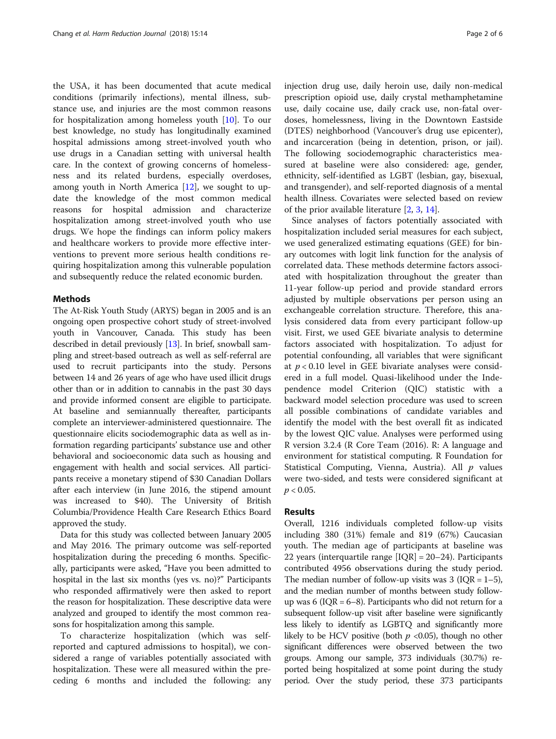the USA, it has been documented that acute medical conditions (primarily infections), mental illness, substance use, and injuries are the most common reasons for hospitalization among homeless youth [10]. To our best knowledge, no study has longitudinally examined hospital admissions among street-involved youth who use drugs in a Canadian setting with universal health care. In the context of growing concerns of homelessness and its related burdens, especially overdoses, among youth in North America [12], we sought to update the knowledge of the most common medical reasons for hospital admission and characterize hospitalization among street-involved youth who use drugs. We hope the findings can inform policy makers and healthcare workers to provide more effective interventions to prevent more serious health conditions requiring hospitalization among this vulnerable population and subsequently reduce the related economic burden.

## Methods

The At-Risk Youth Study (ARYS) began in 2005 and is an ongoing open prospective cohort study of street-involved youth in Vancouver, Canada. This study has been described in detail previously [13]. In brief, snowball sampling and street-based outreach as well as self-referral are used to recruit participants into the study. Persons between 14 and 26 years of age who have used illicit drugs other than or in addition to cannabis in the past 30 days and provide informed consent are eligible to participate. At baseline and semiannually thereafter, participants complete an interviewer-administered questionnaire. The questionnaire elicits sociodemographic data as well as information regarding participants' substance use and other behavioral and socioeconomic data such as housing and engagement with health and social services. All participants receive a monetary stipend of $30 Canadian Dollars after each interview (in June 2016, the stipend amount was increased to $40). The University of British Columbia/Providence Health Care Research Ethics Board approved the study.

Data for this study was collected between January 2005 and May 2016. The primary outcome was self-reported hospitalization during the preceding 6 months. Specifically, participants were asked, "Have you been admitted to hospital in the last six months (yes vs. no)?" Participants who responded affirmatively were then asked to report the reason for hospitalization. These descriptive data were analyzed and grouped to identify the most common reasons for hospitalization among this sample.

To characterize hospitalization (which was self-reported and captured admissions to hospital), we considered a range of variables potentially associated with hospitalization. These were all measured within the preceding 6 months and included the following: any injection drug use, daily heroin use, daily non-medical prescription opioid use, daily crystal methamphetamine use, daily cocaine use, daily crack use, non-fatal overdoses, homelessness, living in the Downtown Eastside (DTES) neighborhood (Vancouver's drug use epicenter), and incarceration (being in detention, prison, or jail). The following sociodemographic characteristics measured at baseline were also considered: age, gender, ethnicity, self-identified as LGBT (lesbian, gay, bisexual, and transgender), and self-reported diagnosis of a mental health illness. Covariates were selected based on review of the prior available literature [2, 3, 14].

Since analyses of factors potentially associated with hospitalization included serial measures for each subject, we used generalized estimating equations (GEE) for binary outcomes with logit link function for the analysis of correlated data. These methods determine factors associated with hospitalization throughout the greater than 11-year follow-up period and provide standard errors adjusted by multiple observations per person using an exchangeable correlation structure. Therefore, this analysis considered data from every participant follow-up visit. First, we used GEE bivariate analysis to determine factors associated with hospitalization. To adjust for potential confounding, all variables that were significant at $p < 0.10$ level in GEE bivariate analyses were considered in a full model. Quasi-likelihood under the Independence model Criterion (QIC) statistic with a backward model selection procedure was used to screen all possible combinations of candidate variables and identify the model with the best overall fit as indicated by the lowest QIC value. Analyses were performed using R version 3.2.4 (R Core Team (2016). R: A language and environment for statistical computing. R Foundation for Statistical Computing, Vienna, Austria). All $p$ values were two-sided, and tests were considered significant at $p < 0.05$.

## Results

Overall, 1216 individuals completed follow-up visits including 380 (31%) female and 819 (67%) Caucasian youth. The median age of participants at baseline was 22 years (interquartile range [IQR] = 20–24). Participants contributed 4956 observations during the study period. The median number of follow-up visits was 3 (IQR = 1–5), and the median number of months between study follow-up was 6 (IQR = 6–8). Participants who did not return for a subsequent follow-up visit after baseline were significantly less likely to identify as LGBTQ and significantly more likely to be HCV positive (both $p$ <0.05), though no other significant differences were observed between the two groups. Among our sample, 373 individuals (30.7%) reported being hospitalized at some point during the study period. Over the study period, these 373 participants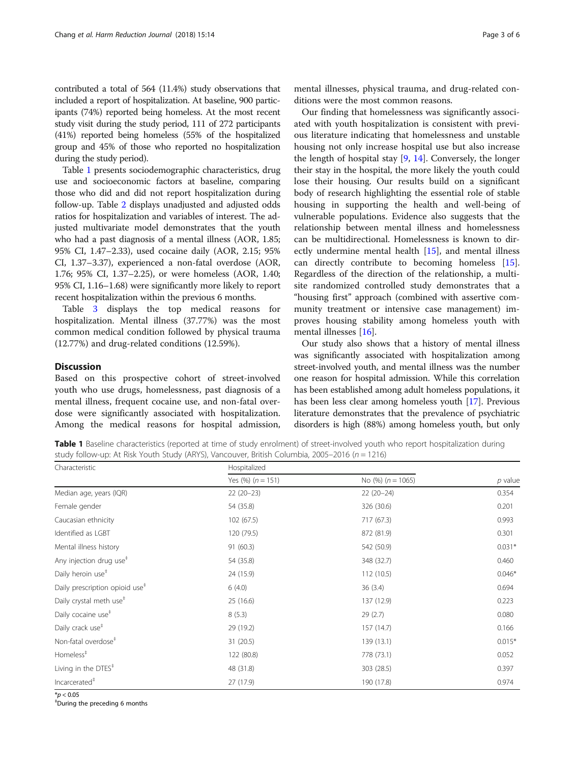contributed a total of 564 (11.4%) study observations that included a report of hospitalization. At baseline, 900 participants (74%) reported being homeless. At the most recent study visit during the study period, 111 of 272 participants (41%) reported being homeless (55% of the hospitalized group and 45% of those who reported no hospitalization during the study period).

Table 1 presents sociodemographic characteristics, drug use and socioeconomic factors at baseline, comparing those who did and did not report hospitalization during follow-up. Table 2 displays unadjusted and adjusted odds ratios for hospitalization and variables of interest. The adjusted multivariate model demonstrates that the youth who had a past diagnosis of a mental illness (AOR, 1.85; 95% CI, 1.47–2.33), used cocaine daily (AOR, 2.15; 95% CI, 1.37–3.37), experienced a non-fatal overdose (AOR, 1.76; 95% CI, 1.37–2.25), or were homeless (AOR, 1.40; 95% CI, 1.16–1.68) were significantly more likely to report recent hospitalization within the previous 6 months.

Table 3 displays the top medical reasons for hospitalization. Mental illness (37.77%) was the most common medical condition followed by physical trauma (12.77%) and drug-related conditions (12.59%).

## Discussion

Based on this prospective cohort of street-involved youth who use drugs, homelessness, past diagnosis of a mental illness, frequent cocaine use, and non-fatal overdose were significantly associated with hospitalization. Among the medical reasons for hospital admission, mental illnesses, physical trauma, and drug-related conditions were the most common reasons.

Our finding that homelessness was significantly associated with youth hospitalization is consistent with previous literature indicating that homelessness and unstable housing not only increase hospital use but also increase the length of hospital stay [9, 14]. Conversely, the longer their stay in the hospital, the more likely the youth could lose their housing. Our results build on a significant body of research highlighting the essential role of stable housing in supporting the health and well-being of vulnerable populations. Evidence also suggests that the relationship between mental illness and homelessness can be multidirectional. Homelessness is known to directly undermine mental health [15], and mental illness can directly contribute to becoming homeless [15]. Regardless of the direction of the relationship, a multi-site randomized controlled study demonstrates that a "housing first" approach (combined with assertive community treatment or intensive case management) improves housing stability among homeless youth with mental illnesses [16].

Our study also shows that a history of mental illness was significantly associated with hospitalization among street-involved youth, and mental illness was the number one reason for hospital admission. While this correlation has been established among adult homeless populations, it has been less clear among homeless youth [17]. Previous literature demonstrates that the prevalence of psychiatric disorders is high (88%) among homeless youth, but only

**Table 1** Baseline characteristics (reported at time of study enrolment) of street-involved youth who report hospitalization during study follow-up: At Risk Youth Study (ARYS), Vancouver, British Columbia, 2005–2016 ($n = 1216$)

| Characteristic | Hospitalized | | |
|---|---|---|---|
| | Yes (%) ($n = 151$) | No (%) ($n = 1065$) | $p$ value |
| Median age, years (IQR) | 22 (20–23) | 22 (20–24) | 0.354 |
| Female gender | 54 (35.8) | 326 (30.6) | 0.201 |
| Caucasian ethnicity | 102 (67.5) | 717 (67.3) | 0.993 |
| Identified as LGBT | 120 (79.5) | 872 (81.9) | 0.301 |
| Mental illness history | 91 (60.3) | 542 (50.9) | 0.031* |
| Any injection drug use‡ | 54 (35.8) | 348 (32.7) | 0.460 |
| Daily heroin use‡ | 24 (15.9) | 112 (10.5) | 0.046* |
| Daily prescription opioid use‡ | 6 (4.0) | 36 (3.4) | 0.694 |
| Daily crystal meth use‡ | 25 (16.6) | 137 (12.9) | 0.223 |
| Daily cocaine use‡ | 8 (5.3) | 29 (2.7) | 0.080 |
| Daily crack use‡ | 29 (19.2) | 157 (14.7) | 0.166 |
| Non-fatal overdose‡ | 31 (20.5) | 139 (13.1) | 0.015* |
| Homeless‡ | 122 (80.8) | 778 (73.1) | 0.052 |
| Living in the DTES‡ | 48 (31.8) | 303 (28.5) | 0.397 |
| Incarcerated‡ | 27 (17.9) | 190 (17.8) | 0.974 |

*$p < 0.05$

‡During the preceding 6 months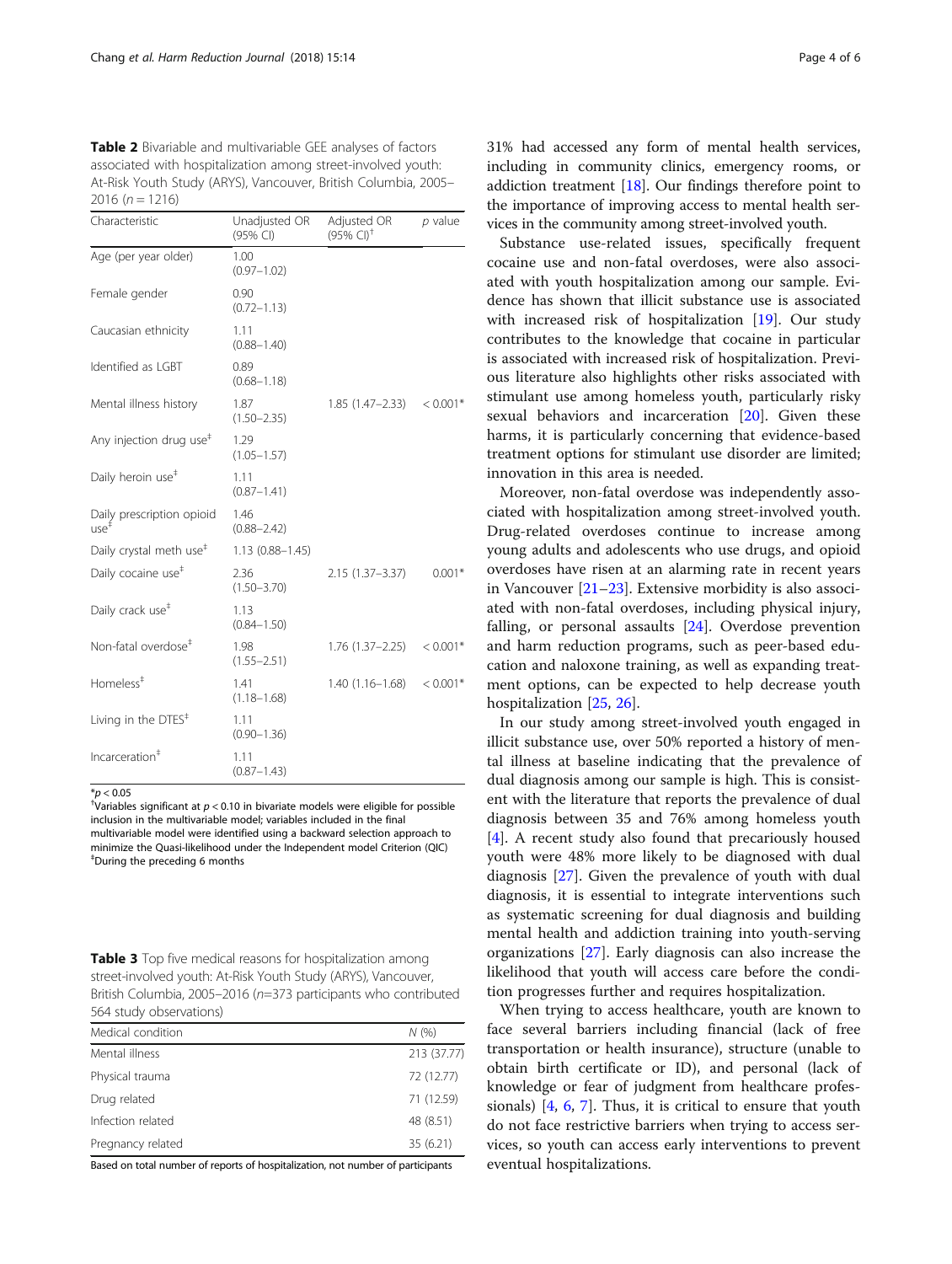**Table 2** Bivariable and multivariable GEE analyses of factors associated with hospitalization among street-involved youth: At-Risk Youth Study (ARYS), Vancouver, British Columbia, 2005–2016 ($n = 1216$)

| Characteristic | Unadjusted OR (95% CI) | Adjusted OR (95% CI)[†] | *p* value |
|---|---|---|---|
| Age (per year older) | 1.00 (0.97–1.02) | | |
| Female gender | 0.90 (0.72–1.13) | | |
| Caucasian ethnicity | 1.11 (0.88–1.40) | | |
| Identified as LGBT | 0.89 (0.68–1.18) | | |
| Mental illness history | 1.87 (1.50–2.35) | 1.85 (1.47–2.33) | < 0.001* |
| Any injection drug use[‡] | 1.29 (1.05–1.57) | | |
| Daily heroin use[‡] | 1.11 (0.87–1.41) | | |
| Daily prescription opioid use[‡] | 1.46 (0.88–2.42) | | |
| Daily crystal meth use[‡] | 1.13 (0.88–1.45) | | |
| Daily cocaine use[‡] | 2.36 (1.50–3.70) | 2.15 (1.37–3.37) | 0.001* |
| Daily crack use[‡] | 1.13 (0.84–1.50) | | |
| Non-fatal overdose[‡] | 1.98 (1.55–2.51) | 1.76 (1.37–2.25) | < 0.001* |
| Homeless[‡] | 1.41 (1.18–1.68) | 1.40 (1.16–1.68) | < 0.001* |
| Living in the DTES[‡] | 1.11 (0.90–1.36) | | |
| Incarceration[‡] | 1.11 (0.87–1.43) | | |

*$p < 0.05$
[†]Variables significant at $p < 0.10$ in bivariate models were eligible for possible inclusion in the multivariable model; variables included in the final multivariable model were identified using a backward selection approach to minimize the Quasi-likelihood under the Independent model Criterion (QIC)
[‡]During the preceding 6 months

**Table 3** Top five medical reasons for hospitalization among street-involved youth: At-Risk Youth Study (ARYS), Vancouver, British Columbia, 2005–2016 ($n$=373 participants who contributed 564 study observations)

| Medical condition | *N* (%) |
|---|---|
| Mental illness | 213 (37.77) |
| Physical trauma | 72 (12.77) |
| Drug related | 71 (12.59) |
| Infection related | 48 (8.51) |
| Pregnancy related | 35 (6.21) |

Based on total number of reports of hospitalization, not number of participants

31% had accessed any form of mental health services, including in community clinics, emergency rooms, or addiction treatment [18]. Our findings therefore point to the importance of improving access to mental health services in the community among street-involved youth.

Substance use-related issues, specifically frequent cocaine use and non-fatal overdoses, were also associated with youth hospitalization among our sample. Evidence has shown that illicit substance use is associated with increased risk of hospitalization [19]. Our study contributes to the knowledge that cocaine in particular is associated with increased risk of hospitalization. Previous literature also highlights other risks associated with stimulant use among homeless youth, particularly risky sexual behaviors and incarceration [20]. Given these harms, it is particularly concerning that evidence-based treatment options for stimulant use disorder are limited; innovation in this area is needed.

Moreover, non-fatal overdose was independently associated with hospitalization among street-involved youth. Drug-related overdoses continue to increase among young adults and adolescents who use drugs, and opioid overdoses have risen at an alarming rate in recent years in Vancouver [21–23]. Extensive morbidity is also associated with non-fatal overdoses, including physical injury, falling, or personal assaults [24]. Overdose prevention and harm reduction programs, such as peer-based education and naloxone training, as well as expanding treatment options, can be expected to help decrease youth hospitalization [25, 26].

In our study among street-involved youth engaged in illicit substance use, over 50% reported a history of mental illness at baseline indicating that the prevalence of dual diagnosis among our sample is high. This is consistent with the literature that reports the prevalence of dual diagnosis between 35 and 76% among homeless youth [4]. A recent study also found that precariously housed youth were 48% more likely to be diagnosed with dual diagnosis [27]. Given the prevalence of youth with dual diagnosis, it is essential to integrate interventions such as systematic screening for dual diagnosis and building mental health and addiction training into youth-serving organizations [27]. Early diagnosis can also increase the likelihood that youth will access care before the condition progresses further and requires hospitalization.

When trying to access healthcare, youth are known to face several barriers including financial (lack of free transportation or health insurance), structure (unable to obtain birth certificate or ID), and personal (lack of knowledge or fear of judgment from healthcare professionals) [4, 6, 7]. Thus, it is critical to ensure that youth do not face restrictive barriers when trying to access services, so youth can access early interventions to prevent eventual hospitalizations.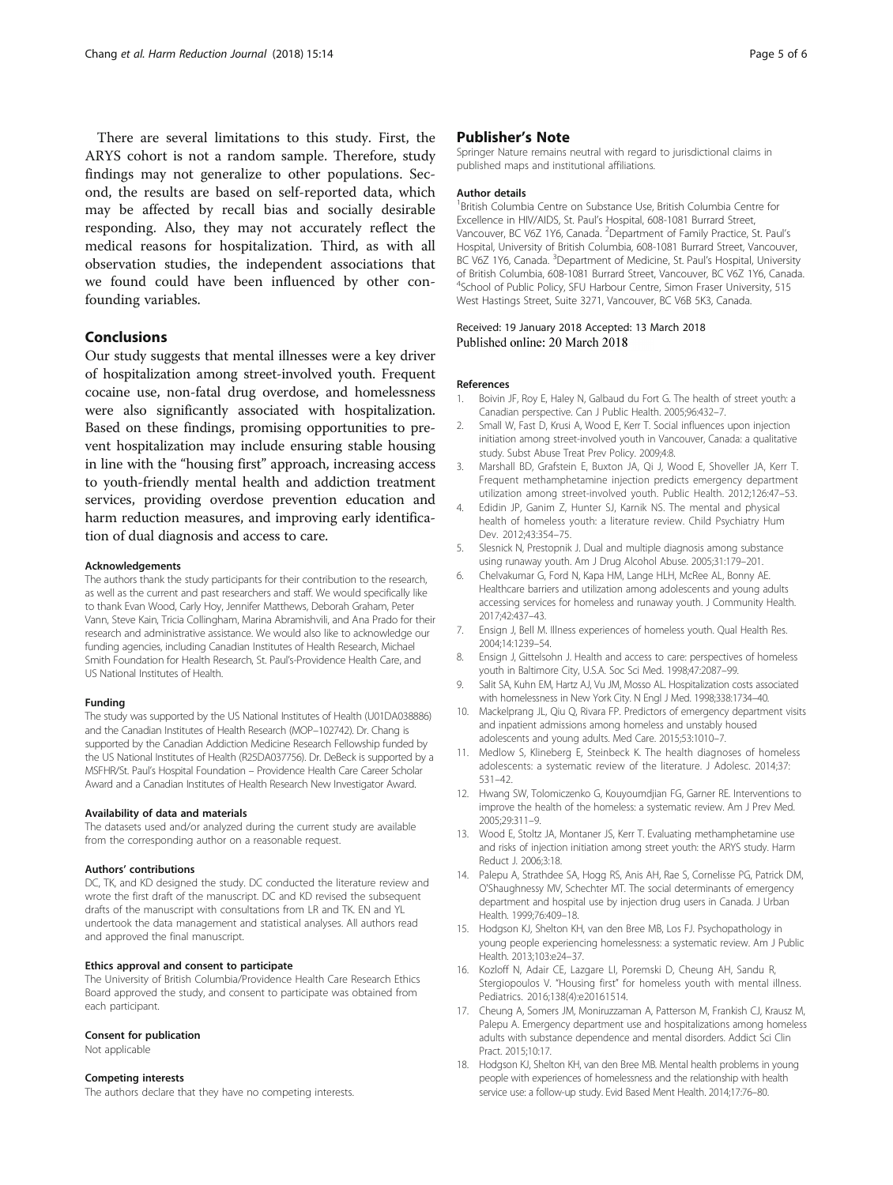There are several limitations to this study. First, the ARYS cohort is not a random sample. Therefore, study findings may not generalize to other populations. Second, the results are based on self-reported data, which may be affected by recall bias and socially desirable responding. Also, they may not accurately reflect the medical reasons for hospitalization. Third, as with all observation studies, the independent associations that we found could have been influenced by other confounding variables.

## Conclusions

Our study suggests that mental illnesses were a key driver of hospitalization among street-involved youth. Frequent cocaine use, non-fatal drug overdose, and homelessness were also significantly associated with hospitalization. Based on these findings, promising opportunities to prevent hospitalization may include ensuring stable housing in line with the "housing first" approach, increasing access to youth-friendly mental health and addiction treatment services, providing overdose prevention education and harm reduction measures, and improving early identification of dual diagnosis and access to care.

#### Acknowledgements

The authors thank the study participants for their contribution to the research, as well as the current and past researchers and staff. We would specifically like to thank Evan Wood, Carly Hoy, Jennifer Matthews, Deborah Graham, Peter Vann, Steve Kain, Tricia Collingham, Marina Abramishvili, and Ana Prado for their research and administrative assistance. We would also like to acknowledge our funding agencies, including Canadian Institutes of Health Research, Michael Smith Foundation for Health Research, St. Paul's-Providence Health Care, and US National Institutes of Health.

#### Funding

The study was supported by the US National Institutes of Health (U01DA038886) and the Canadian Institutes of Health Research (MOP–102742). Dr. Chang is supported by the Canadian Addiction Medicine Research Fellowship funded by the US National Institutes of Health (R25DA037756). Dr. DeBeck is supported by a MSFHR/St. Paul's Hospital Foundation – Providence Health Care Career Scholar Award and a Canadian Institutes of Health Research New Investigator Award.

#### Availability of data and materials

The datasets used and/or analyzed during the current study are available from the corresponding author on a reasonable request.

#### Authors' contributions

DC, TK, and KD designed the study. DC conducted the literature review and wrote the first draft of the manuscript. DC and KD revised the subsequent drafts of the manuscript with consultations from LR and TK. EN and YL undertook the data management and statistical analyses. All authors read and approved the final manuscript.

#### Ethics approval and consent to participate

The University of British Columbia/Providence Health Care Research Ethics Board approved the study, and consent to participate was obtained from each participant.

#### Consent for publication

Not applicable

#### Competing interests

The authors declare that they have no competing interests.

## Publisher's Note

Springer Nature remains neutral with regard to jurisdictional claims in published maps and institutional affiliations.

#### Author details

[1]British Columbia Centre on Substance Use, British Columbia Centre for Excellence in HIV/AIDS, St. Paul's Hospital, 608-1081 Burrard Street, Vancouver, BC V6Z 1Y6, Canada. [2]Department of Family Practice, St. Paul's Hospital, University of British Columbia, 608-1081 Burrard Street, Vancouver, BC V6Z 1Y6, Canada. [3]Department of Medicine, St. Paul's Hospital, University of British Columbia, 608-1081 Burrard Street, Vancouver, BC V6Z 1Y6, Canada. [4]School of Public Policy, SFU Harbour Centre, Simon Fraser University, 515 West Hastings Street, Suite 3271, Vancouver, BC V6B 5K3, Canada.

Received: 19 January 2018 Accepted: 13 March 2018
Published online: 20 March 2018

#### References

1. Boivin JF, Roy E, Haley N, Galbaud du Fort G. The health of street youth: a Canadian perspective. Can J Public Health. 2005;96:432–7.
2. Small W, Fast D, Krusi A, Wood E, Kerr T. Social influences upon injection initiation among street-involved youth in Vancouver, Canada: a qualitative study. Subst Abuse Treat Prev Policy. 2009;4:8.
3. Marshall BD, Grafstein E, Buxton JA, Qi J, Wood E, Shoveller JA, Kerr T. Frequent methamphetamine injection predicts emergency department utilization among street-involved youth. Public Health. 2012;126:47–53.
4. Edidin JP, Ganim Z, Hunter SJ, Karnik NS. The mental and physical health of homeless youth: a literature review. Child Psychiatry Hum Dev. 2012;43:354–75.
5. Slesnick N, Prestopnik J. Dual and multiple diagnosis among substance using runaway youth. Am J Drug Alcohol Abuse. 2005;31:179–201.
6. Chelvakumar G, Ford N, Kapa HM, Lange HLH, McRee AL, Bonny AE. Healthcare barriers and utilization among adolescents and young adults accessing services for homeless and runaway youth. J Community Health. 2017;42:437–43.
7. Ensign J, Bell M. Illness experiences of homeless youth. Qual Health Res. 2004;14:1239–54.
8. Ensign J, Gittelsohn J. Health and access to care: perspectives of homeless youth in Baltimore City, U.S.A. Soc Sci Med. 1998;47:2087–99.
9. Salit SA, Kuhn EM, Hartz AJ, Vu JM, Mosso AL. Hospitalization costs associated with homelessness in New York City. N Engl J Med. 1998;338:1734–40.
10. Mackelprang JL, Qiu Q, Rivara FP. Predictors of emergency department visits and inpatient admissions among homeless and unstably housed adolescents and young adults. Med Care. 2015;53:1010–7.
11. Medlow S, Klineberg E, Steinbeck K. The health diagnoses of homeless adolescents: a systematic review of the literature. J Adolesc. 2014;37:531–42.
12. Hwang SW, Tolomiczenko G, Kouyoumdjian FG, Garner RE. Interventions to improve the health of the homeless: a systematic review. Am J Prev Med. 2005;29:311–9.
13. Wood E, Stoltz JA, Montaner JS, Kerr T. Evaluating methamphetamine use and risks of injection initiation among street youth: the ARYS study. Harm Reduct J. 2006;3:18.
14. Palepu A, Strathdee SA, Hogg RS, Anis AH, Rae S, Cornelisse PG, Patrick DM, O'Shaughnessy MV, Schechter MT. The social determinants of emergency department and hospital use by injection drug users in Canada. J Urban Health. 1999;76:409–18.
15. Hodgson KJ, Shelton KH, van den Bree MB, Los FJ. Psychopathology in young people experiencing homelessness: a systematic review. Am J Public Health. 2013;103:e24–37.
16. Kozloff N, Adair CE, Lazgare LI, Poremski D, Cheung AH, Sandu R, Stergiopoulos V. "Housing first" for homeless youth with mental illness. Pediatrics. 2016;138(4):e20161514.
17. Cheung A, Somers JM, Moniruzzaman A, Patterson M, Frankish CJ, Krausz M, Palepu A. Emergency department use and hospitalizations among homeless adults with substance dependence and mental disorders. Addict Sci Clin Pract. 2015;10:17.
18. Hodgson KJ, Shelton KH, van den Bree MB. Mental health problems in young people with experiences of homelessness and the relationship with health service use: a follow-up study. Evid Based Ment Health. 2014;17:76–80.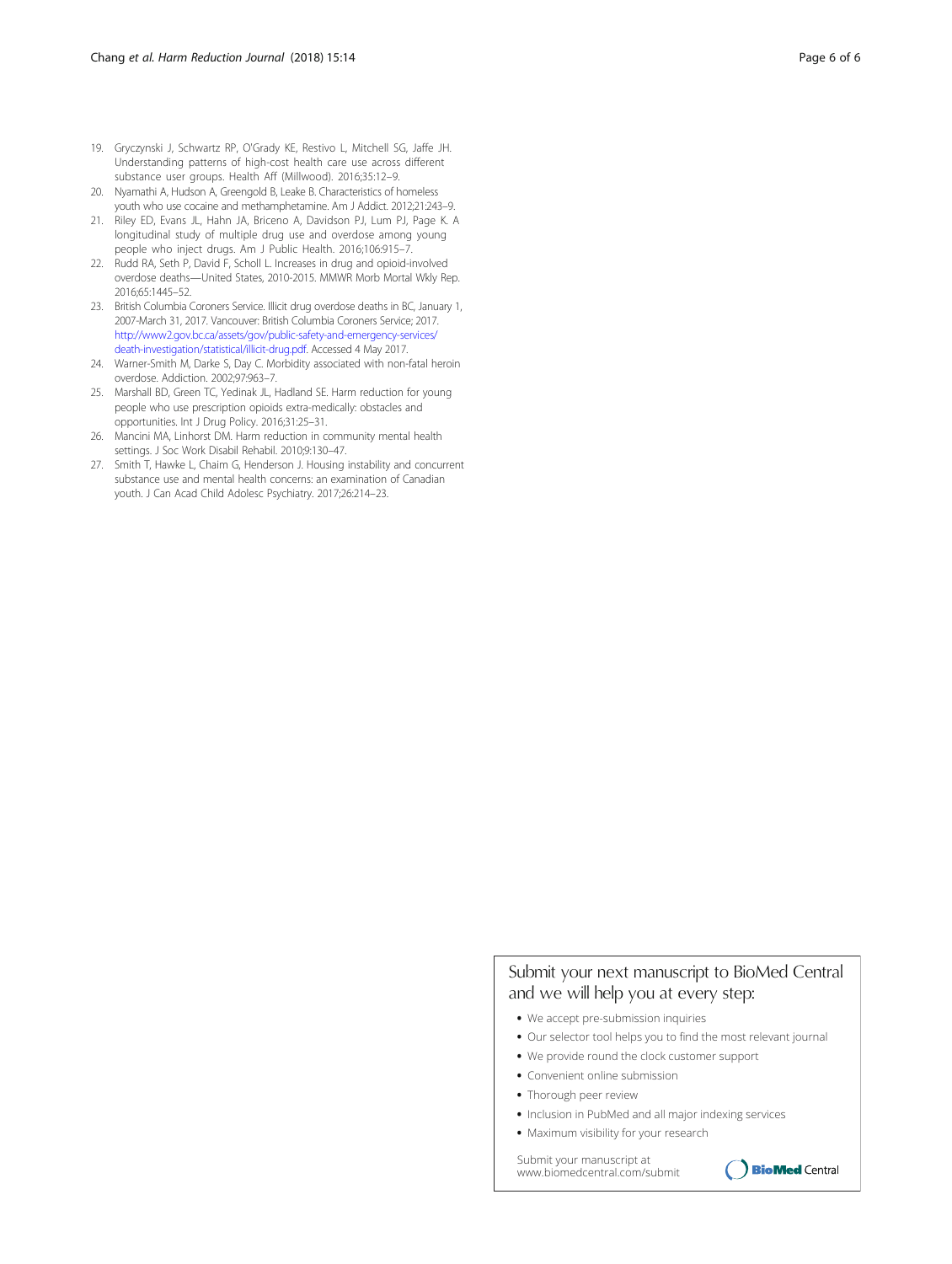19. Gryczynski J, Schwartz RP, O'Grady KE, Restivo L, Mitchell SG, Jaffe JH. Understanding patterns of high-cost health care use across different substance user groups. Health Aff (Millwood). 2016;35:12–9.
20. Nyamathi A, Hudson A, Greengold B, Leake B. Characteristics of homeless youth who use cocaine and methamphetamine. Am J Addict. 2012;21:243–9.
21. Riley ED, Evans JL, Hahn JA, Briceno A, Davidson PJ, Lum PJ, Page K. A longitudinal study of multiple drug use and overdose among young people who inject drugs. Am J Public Health. 2016;106:915–7.
22. Rudd RA, Seth P, David F, Scholl L. Increases in drug and opioid-involved overdose deaths—United States, 2010-2015. MMWR Morb Mortal Wkly Rep. 2016;65:1445–52.
23. British Columbia Coroners Service. Illicit drug overdose deaths in BC, January 1, 2007-March 31, 2017. Vancouver: British Columbia Coroners Service; 2017. http://www2.gov.bc.ca/assets/gov/public-safety-and-emergency-services/death-investigation/statistical/illicit-drug.pdf. Accessed 4 May 2017.
24. Warner-Smith M, Darke S, Day C. Morbidity associated with non-fatal heroin overdose. Addiction. 2002;97:963–7.
25. Marshall BD, Green TC, Yedinak JL, Hadland SE. Harm reduction for young people who use prescription opioids extra-medically: obstacles and opportunities. Int J Drug Policy. 2016;31:25–31.
26. Mancini MA, Linhorst DM. Harm reduction in community mental health settings. J Soc Work Disabil Rehabil. 2010;9:130–47.
27. Smith T, Hawke L, Chaim G, Henderson J. Housing instability and concurrent substance use and mental health concerns: an examination of Canadian youth. J Can Acad Child Adolesc Psychiatry. 2017;26:214–23.

Submit your next manuscript to BioMed Central and we will help you at every step:

- We accept pre-submission inquiries
- Our selector tool helps you to find the most relevant journal
- We provide round the clock customer support
- Convenient online submission
- Thorough peer review
- Inclusion in PubMed and all major indexing services
- Maximum visibility for your research

Submit your manuscript at
www.biomedcentral.com/submit

BioMed Central